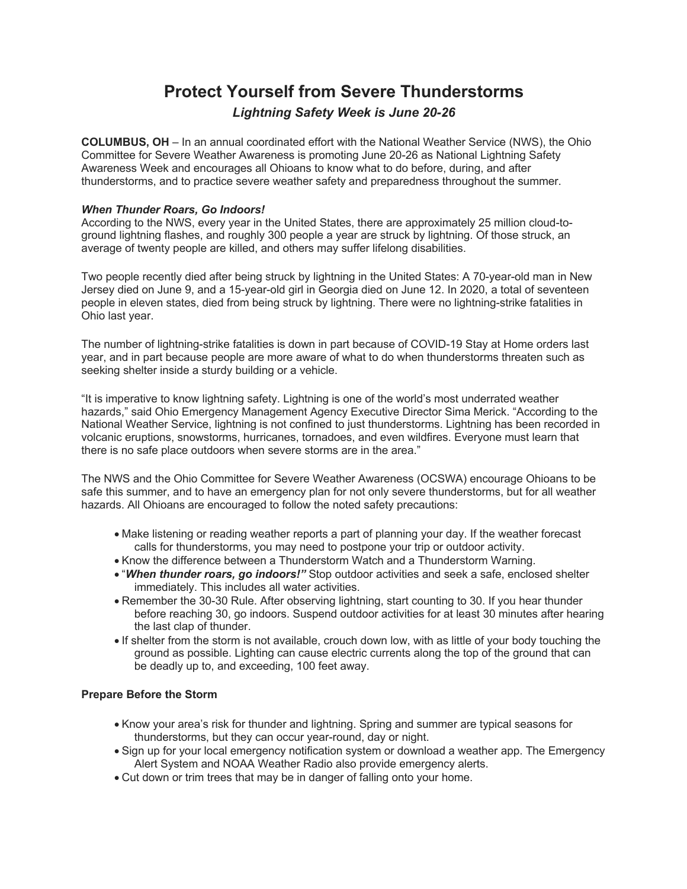# Protect Yourself from Severe Thunderstorms

## *Lightning Safety Week is June 20-26*

**COLUMBUS, OH** – In an annual coordinated effort with the National Weather Service (NWS), the Ohio Committee for Severe Weather Awareness is promoting June 20-26 as National Lightning Safety Awareness Week and encourages all Ohioans to know what to do before, during, and after thunderstorms, and to practice severe weather safety and preparedness throughout the summer.

***When Thunder Roars, Go Indoors!***

According to the NWS, every year in the United States, there are approximately 25 million cloud-to-ground lightning flashes, and roughly 300 people a year are struck by lightning. Of those struck, an average of twenty people are killed, and others may suffer lifelong disabilities.

Two people recently died after being struck by lightning in the United States: A 70-year-old man in New Jersey died on June 9, and a 15-year-old girl in Georgia died on June 12. In 2020, a total of seventeen people in eleven states, died from being struck by lightning. There were no lightning-strike fatalities in Ohio last year.

The number of lightning-strike fatalities is down in part because of COVID-19 Stay at Home orders last year, and in part because people are more aware of what to do when thunderstorms threaten such as seeking shelter inside a sturdy building or a vehicle.

"It is imperative to know lightning safety. Lightning is one of the world's most underrated weather hazards," said Ohio Emergency Management Agency Executive Director Sima Merick. "According to the National Weather Service, lightning is not confined to just thunderstorms. Lightning has been recorded in volcanic eruptions, snowstorms, hurricanes, tornadoes, and even wildfires. Everyone must learn that there is no safe place outdoors when severe storms are in the area."

The NWS and the Ohio Committee for Severe Weather Awareness (OCSWA) encourage Ohioans to be safe this summer, and to have an emergency plan for not only severe thunderstorms, but for all weather hazards. All Ohioans are encouraged to follow the noted safety precautions:

- Make listening or reading weather reports a part of planning your day. If the weather forecast calls for thunderstorms, you may need to postpone your trip or outdoor activity.
- Know the difference between a Thunderstorm Watch and a Thunderstorm Warning.
- "***When thunder roars, go indoors!"*** Stop outdoor activities and seek a safe, enclosed shelter immediately. This includes all water activities.
- Remember the 30-30 Rule. After observing lightning, start counting to 30. If you hear thunder before reaching 30, go indoors. Suspend outdoor activities for at least 30 minutes after hearing the last clap of thunder.
- If shelter from the storm is not available, crouch down low, with as little of your body touching the ground as possible. Lighting can cause electric currents along the top of the ground that can be deadly up to, and exceeding, 100 feet away.

**Prepare Before the Storm**

- Know your area's risk for thunder and lightning. Spring and summer are typical seasons for thunderstorms, but they can occur year-round, day or night.
- Sign up for your local emergency notification system or download a weather app. The Emergency Alert System and NOAA Weather Radio also provide emergency alerts.
- Cut down or trim trees that may be in danger of falling onto your home.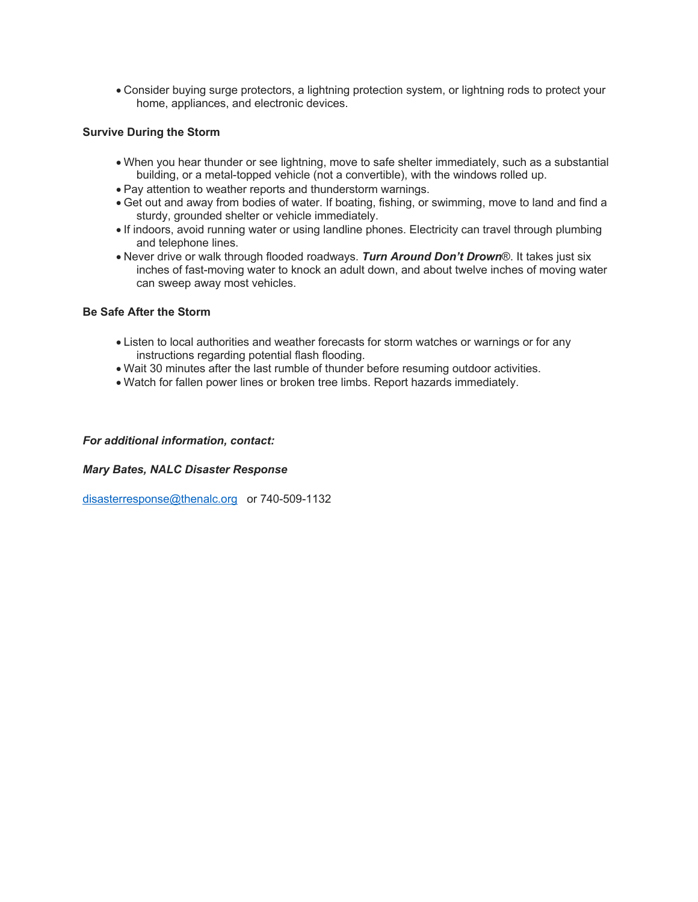- Consider buying surge protectors, a lightning protection system, or lightning rods to protect your home, appliances, and electronic devices.

**Survive During the Storm**

- When you hear thunder or see lightning, move to safe shelter immediately, such as a substantial building, or a metal-topped vehicle (not a convertible), with the windows rolled up.
- Pay attention to weather reports and thunderstorm warnings.
- Get out and away from bodies of water. If boating, fishing, or swimming, move to land and find a sturdy, grounded shelter or vehicle immediately.
- If indoors, avoid running water or using landline phones. Electricity can travel through plumbing and telephone lines.
- Never drive or walk through flooded roadways. ***Turn Around Don't Drown***®. It takes just six inches of fast-moving water to knock an adult down, and about twelve inches of moving water can sweep away most vehicles.

**Be Safe After the Storm**

- Listen to local authorities and weather forecasts for storm watches or warnings or for any instructions regarding potential flash flooding.
- Wait 30 minutes after the last rumble of thunder before resuming outdoor activities.
- Watch for fallen power lines or broken tree limbs. Report hazards immediately.

***For additional information, contact:***

***Mary Bates, NALC Disaster Response***

disasterresponse@thenalc.org or 740-509-1132